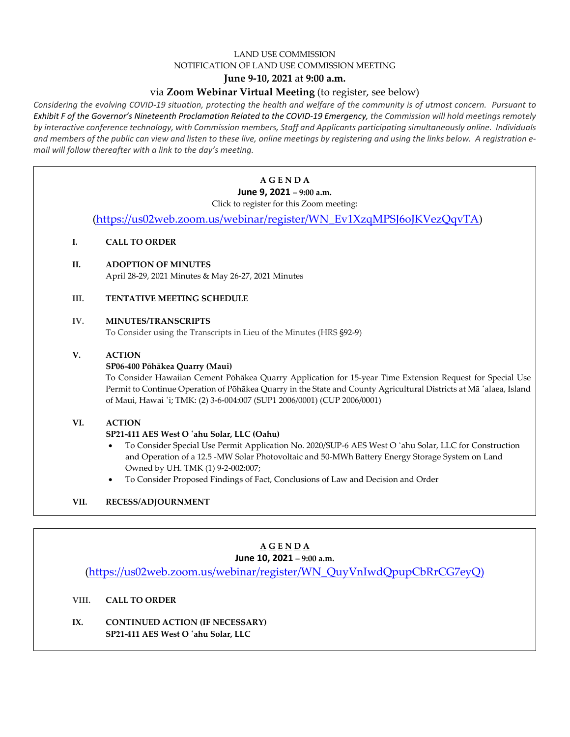LAND USE COMMISSION

NOTIFICATION OF LAND USE COMMISSION MEETING

**June 9-10, 2021** at **9:00 a.m.**

via **Zoom Webinar Virtual Meeting** (to register, see below)

*Considering the evolving COVID-19 situation, protecting the health and welfare of the community is of utmost concern. Pursuant to* ***Exhibit F of the Governor's Nineteenth Proclamation Related to the COVID-19 Emergency,*** *the Commission will hold meetings remotely by interactive conference technology, with Commission members, Staff and Applicants participating simultaneously online. Individuals and members of the public can view and listen to these live, online meetings by registering and using the links below. A registration e-mail will follow thereafter with a link to the day's meeting.*

## A G E N D A

**June 9, 2021 – 9:00 a.m.**

Click to register for this Zoom meeting:

(https://us02web.zoom.us/webinar/register/WN_Ev1XzqMPSJ6oJKVezQqvTA)

**I. CALL TO ORDER**

**II. ADOPTION OF MINUTES**

April 28-29, 2021 Minutes & May 26-27, 2021 Minutes

**III. TENTATIVE MEETING SCHEDULE**

**IV. MINUTES/TRANSCRIPTS**

To Consider using the Transcripts in Lieu of the Minutes (HRS §92-9)

**V. ACTION**

**SP06-400 Pōhākea Quarry (Maui)**

To Consider Hawaiian Cement Pōhākea Quarry Application for 15-year Time Extension Request for Special Use Permit to Continue Operation of Pōhākea Quarry in the State and County Agricultural Districts at Mā ʻalaea, Island of Maui, Hawai ʻi; TMK: (2) 3-6-004:007 (SUP1 2006/0001) (CUP 2006/0001)

**VI. ACTION**

**SP21-411 AES West O ʻahu Solar, LLC (Oahu)**

- To Consider Special Use Permit Application No. 2020/SUP-6 AES West O ʻahu Solar, LLC for Construction and Operation of a 12.5 -MW Solar Photovoltaic and 50-MWh Battery Energy Storage System on Land Owned by UH. TMK (1) 9-2-002:007;
- To Consider Proposed Findings of Fact, Conclusions of Law and Decision and Order

**VII. RECESS/ADJOURNMENT**

## A G E N D A

**June 10, 2021 – 9:00 a.m.**

(https://us02web.zoom.us/webinar/register/WN_QuyVnIwdQpupCbRrCG7eyQ)

**VIII. CALL TO ORDER**

**IX. CONTINUED ACTION (IF NECESSARY)**

**SP21-411 AES West O ʻahu Solar, LLC**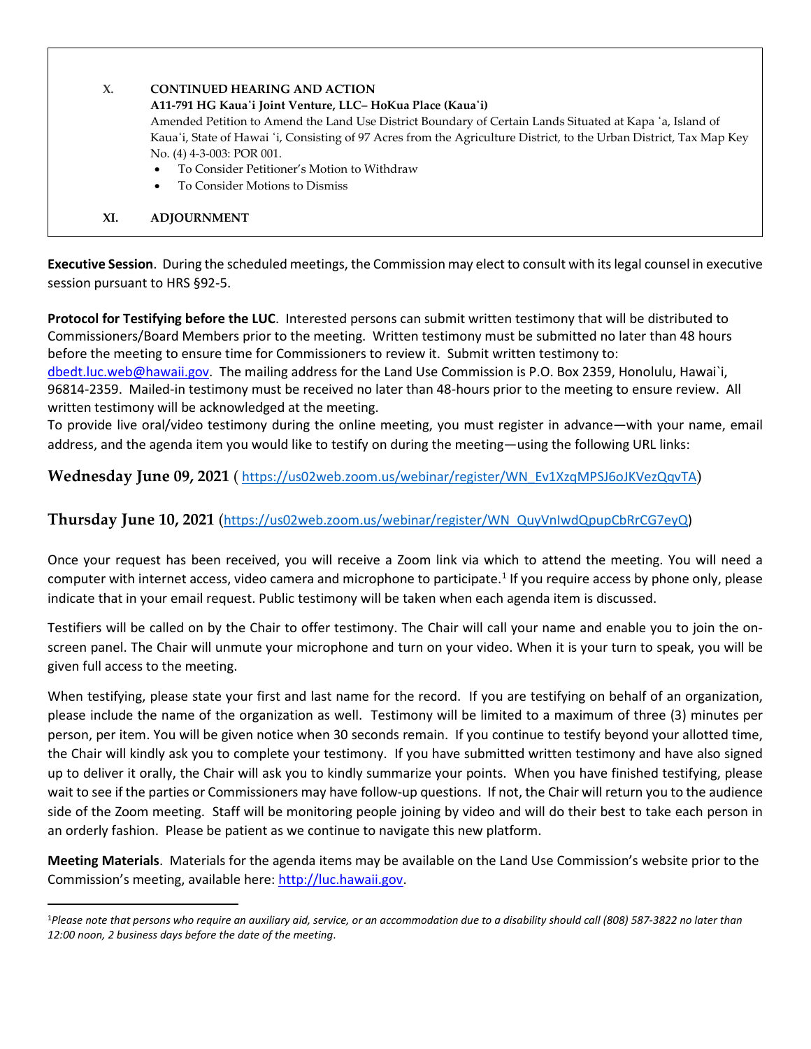**X. CONTINUED HEARING AND ACTION**

**A11-791 HG Kauaʻi Joint Venture, LLC– HoKua Place (Kauaʻi)**

Amended Petition to Amend the Land Use District Boundary of Certain Lands Situated at Kapa ʻa, Island of Kauaʻi, State of Hawai ʻi, Consisting of 97 Acres from the Agriculture District, to the Urban District, Tax Map Key No. (4) 4-3-003: POR 001.

- To Consider Petitioner's Motion to Withdraw
- To Consider Motions to Dismiss

**XI. ADJOURNMENT**

**Executive Session**. During the scheduled meetings, the Commission may elect to consult with its legal counsel in executive session pursuant to HRS §92-5.

**Protocol for Testifying before the LUC**. Interested persons can submit written testimony that will be distributed to Commissioners/Board Members prior to the meeting. Written testimony must be submitted no later than 48 hours before the meeting to ensure time for Commissioners to review it. Submit written testimony to: dbedt.luc.web@hawaii.gov. The mailing address for the Land Use Commission is P.O. Box 2359, Honolulu, Hawai`i, 96814-2359. Mailed-in testimony must be received no later than 48-hours prior to the meeting to ensure review. All written testimony will be acknowledged at the meeting.

To provide live oral/video testimony during the online meeting, you must register in advance—with your name, email address, and the agenda item you would like to testify on during the meeting—using the following URL links:

**Wednesday June 09, 2021** ( https://us02web.zoom.us/webinar/register/WN_Ev1XzqMPSJ6oJKVezQqvTA)

**Thursday June 10, 2021** (https://us02web.zoom.us/webinar/register/WN_QuyVnIwdQpupCbRrCG7eyQ)

Once your request has been received, you will receive a Zoom link via which to attend the meeting. You will need a computer with internet access, video camera and microphone to participate.[1] If you require access by phone only, please indicate that in your email request. Public testimony will be taken when each agenda item is discussed.

Testifiers will be called on by the Chair to offer testimony. The Chair will call your name and enable you to join the on-screen panel. The Chair will unmute your microphone and turn on your video. When it is your turn to speak, you will be given full access to the meeting.

When testifying, please state your first and last name for the record. If you are testifying on behalf of an organization, please include the name of the organization as well. Testimony will be limited to a maximum of three (3) minutes per person, per item. You will be given notice when 30 seconds remain. If you continue to testify beyond your allotted time, the Chair will kindly ask you to complete your testimony. If you have submitted written testimony and have also signed up to deliver it orally, the Chair will ask you to kindly summarize your points. When you have finished testifying, please wait to see if the parties or Commissioners may have follow-up questions. If not, the Chair will return you to the audience side of the Zoom meeting. Staff will be monitoring people joining by video and will do their best to take each person in an orderly fashion. Please be patient as we continue to navigate this new platform.

**Meeting Materials**. Materials for the agenda items may be available on the Land Use Commission's website prior to the Commission's meeting, available here: http://luc.hawaii.gov.

---

[1] *Please note that persons who require an auxiliary aid, service, or an accommodation due to a disability should call (808) 587-3822 no later than 12:00 noon, 2 business days before the date of the meeting.*